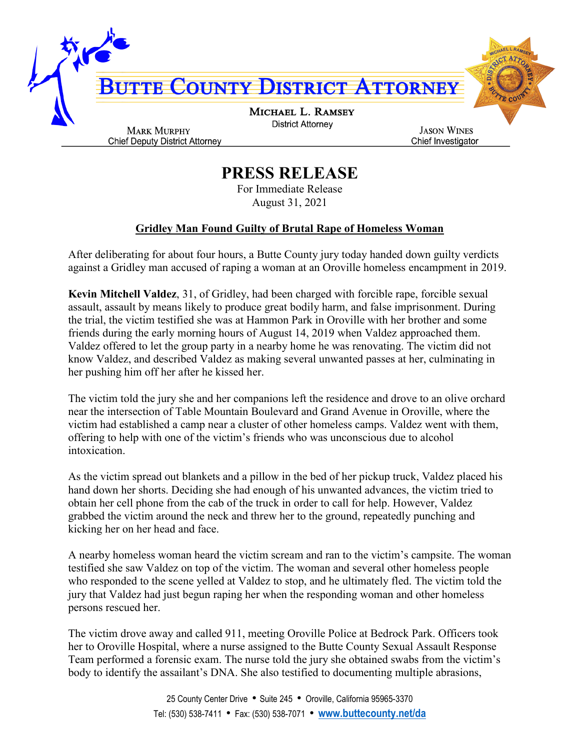# BUTTE COUNTY DISTRICT ATTORNEY

**MICHAEL L. RAMSEY**
District Attorney

**MARK MURPHY**
Chief Deputy District Attorney

**JASON WINES**
Chief Investigator

## PRESS RELEASE

For Immediate Release
August 31, 2021

### Gridley Man Found Guilty of Brutal Rape of Homeless Woman

After deliberating for about four hours, a Butte County jury today handed down guilty verdicts against a Gridley man accused of raping a woman at an Oroville homeless encampment in 2019.

**Kevin Mitchell Valdez**, 31, of Gridley, had been charged with forcible rape, forcible sexual assault, assault by means likely to produce great bodily harm, and false imprisonment. During the trial, the victim testified she was at Hammon Park in Oroville with her brother and some friends during the early morning hours of August 14, 2019 when Valdez approached them. Valdez offered to let the group party in a nearby home he was renovating. The victim did not know Valdez, and described Valdez as making several unwanted passes at her, culminating in her pushing him off her after he kissed her.

The victim told the jury she and her companions left the residence and drove to an olive orchard near the intersection of Table Mountain Boulevard and Grand Avenue in Oroville, where the victim had established a camp near a cluster of other homeless camps. Valdez went with them, offering to help with one of the victim's friends who was unconscious due to alcohol intoxication.

As the victim spread out blankets and a pillow in the bed of her pickup truck, Valdez placed his hand down her shorts. Deciding she had enough of his unwanted advances, the victim tried to obtain her cell phone from the cab of the truck in order to call for help. However, Valdez grabbed the victim around the neck and threw her to the ground, repeatedly punching and kicking her on her head and face.

A nearby homeless woman heard the victim scream and ran to the victim's campsite. The woman testified she saw Valdez on top of the victim. The woman and several other homeless people who responded to the scene yelled at Valdez to stop, and he ultimately fled. The victim told the jury that Valdez had just begun raping her when the responding woman and other homeless persons rescued her.

The victim drove away and called 911, meeting Oroville Police at Bedrock Park. Officers took her to Oroville Hospital, where a nurse assigned to the Butte County Sexual Assault Response Team performed a forensic exam. The nurse told the jury she obtained swabs from the victim's body to identify the assailant's DNA. She also testified to documenting multiple abrasions,

25 County Center Drive • Suite 245 • Oroville, California 95965-3370
Tel: (530) 538-7411 • Fax: (530) 538-7071 • www.buttecounty.net/da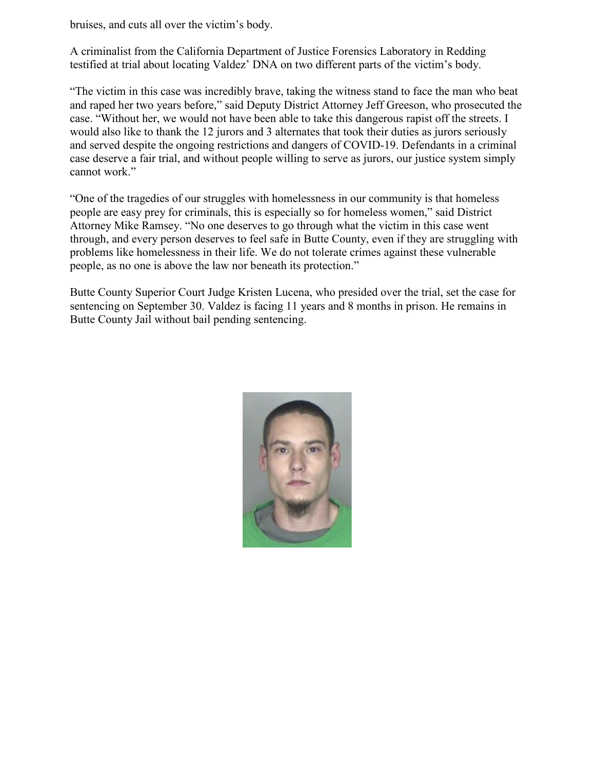bruises, and cuts all over the victim's body.

A criminalist from the California Department of Justice Forensics Laboratory in Redding testified at trial about locating Valdez' DNA on two different parts of the victim's body.

"The victim in this case was incredibly brave, taking the witness stand to face the man who beat and raped her two years before," said Deputy District Attorney Jeff Greeson, who prosecuted the case. "Without her, we would not have been able to take this dangerous rapist off the streets. I would also like to thank the 12 jurors and 3 alternates that took their duties as jurors seriously and served despite the ongoing restrictions and dangers of COVID-19. Defendants in a criminal case deserve a fair trial, and without people willing to serve as jurors, our justice system simply cannot work."

"One of the tragedies of our struggles with homelessness in our community is that homeless people are easy prey for criminals, this is especially so for homeless women," said District Attorney Mike Ramsey. "No one deserves to go through what the victim in this case went through, and every person deserves to feel safe in Butte County, even if they are struggling with problems like homelessness in their life. We do not tolerate crimes against these vulnerable people, as no one is above the law nor beneath its protection."

Butte County Superior Court Judge Kristen Lucena, who presided over the trial, set the case for sentencing on September 30. Valdez is facing 11 years and 8 months in prison. He remains in Butte County Jail without bail pending sentencing.